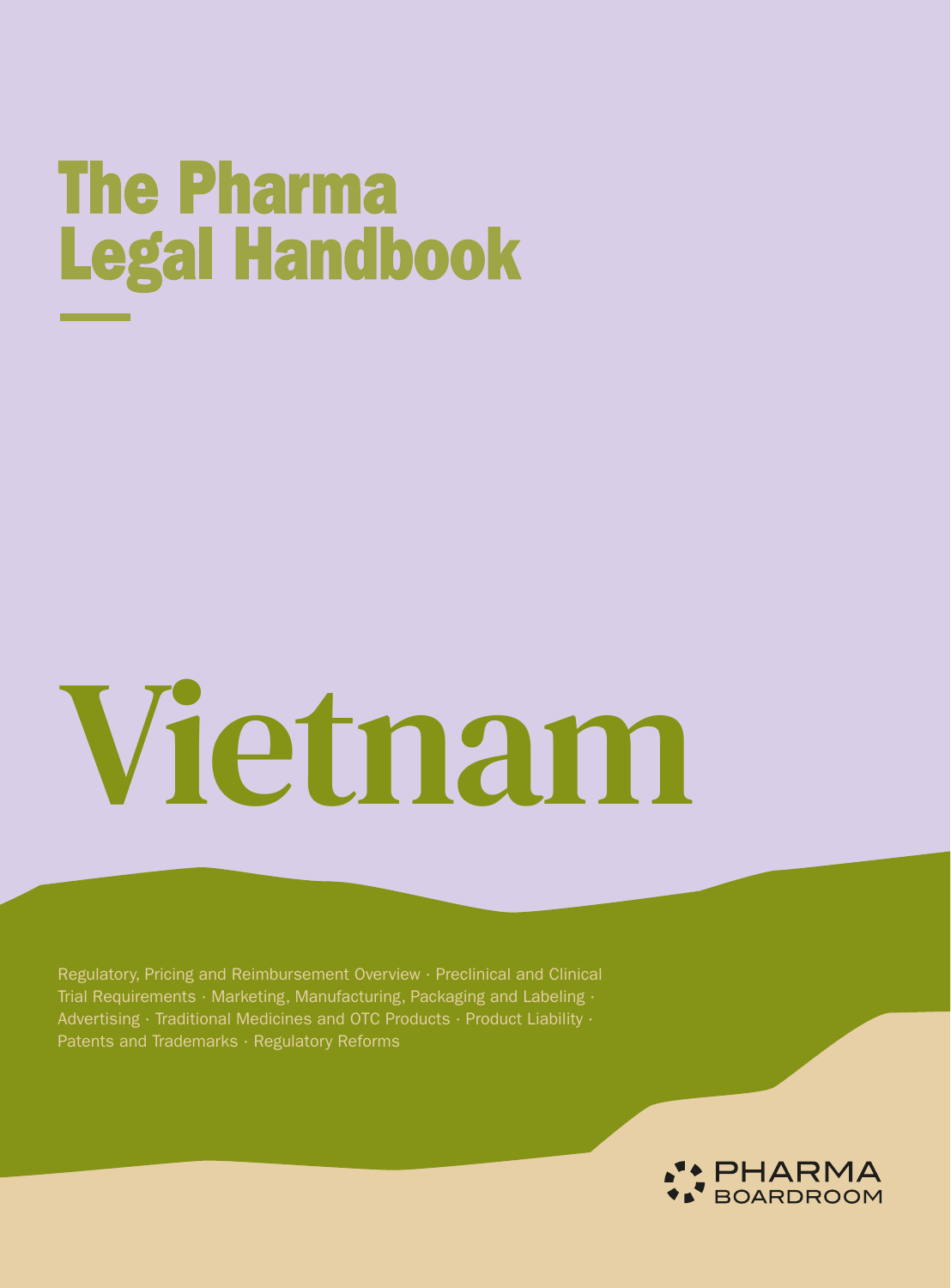# The Pharma Legal Handbook

# Vietnam

Regulatory, Pricing and Reimbursement Overview · Preclinical and Clinical Trial Requirements · Marketing, Manufacturing, Packaging and Labeling · Advertising · Traditional Medicines and OTC Products · Product Liability · Patents and Trademarks · Regulatory Reforms

PHARMA BOARDROOM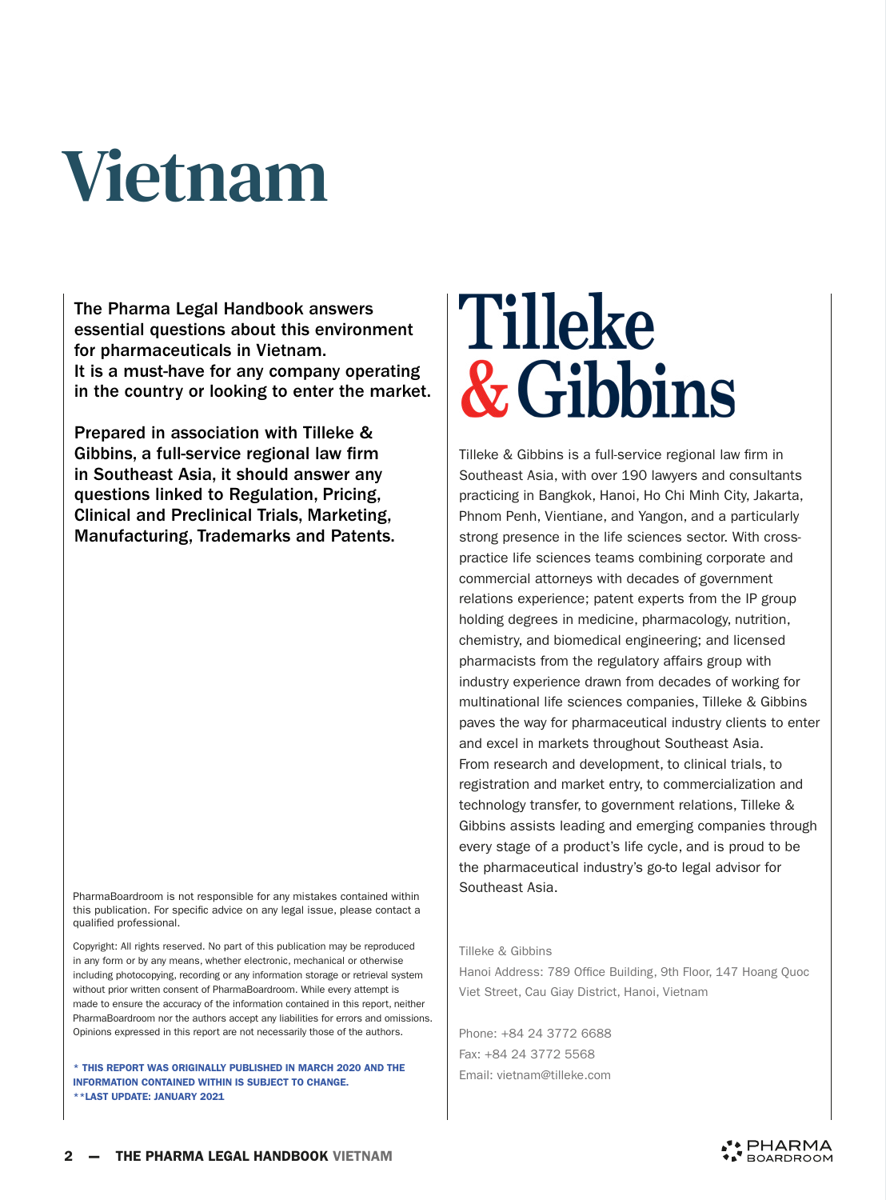# Vietnam

**The Pharma Legal Handbook answers essential questions about this environment for pharmaceuticals in Vietnam. It is a must-have for any company operating in the country or looking to enter the market.**

**Prepared in association with Tilleke & Gibbins, a full-service regional law firm in Southeast Asia, it should answer any questions linked to Regulation, Pricing, Clinical and Preclinical Trials, Marketing, Manufacturing, Trademarks and Patents.**

PharmaBoardroom is not responsible for any mistakes contained within this publication. For specific advice on any legal issue, please contact a qualified professional.

Copyright: All rights reserved. No part of this publication may be reproduced in any form or by any means, whether electronic, mechanical or otherwise including photocopying, recording or any information storage or retrieval system without prior written consent of PharmaBoardroom. While every attempt is made to ensure the accuracy of the information contained in this report, neither PharmaBoardroom nor the authors accept any liabilities for errors and omissions. Opinions expressed in this report are not necessarily those of the authors.

**\* THIS REPORT WAS ORIGINALLY PUBLISHED IN MARCH 2020 AND THE INFORMATION CONTAINED WITHIN IS SUBJECT TO CHANGE.**
**\*\*LAST UPDATE: JANUARY 2021**

## Tilleke & Gibbins

Tilleke & Gibbins is a full-service regional law firm in Southeast Asia, with over 190 lawyers and consultants practicing in Bangkok, Hanoi, Ho Chi Minh City, Jakarta, Phnom Penh, Vientiane, and Yangon, and a particularly strong presence in the life sciences sector. With cross-practice life sciences teams combining corporate and commercial attorneys with decades of government relations experience; patent experts from the IP group holding degrees in medicine, pharmacology, nutrition, chemistry, and biomedical engineering; and licensed pharmacists from the regulatory affairs group with industry experience drawn from decades of working for multinational life sciences companies, Tilleke & Gibbins paves the way for pharmaceutical industry clients to enter and excel in markets throughout Southeast Asia. From research and development, to clinical trials, to registration and market entry, to commercialization and technology transfer, to government relations, Tilleke & Gibbins assists leading and emerging companies through every stage of a product's life cycle, and is proud to be the pharmaceutical industry's go-to legal advisor for Southeast Asia.

Tilleke & Gibbins
Hanoi Address: 789 Office Building, 9th Floor, 147 Hoang Quoc Viet Street, Cau Giay District, Hanoi, Vietnam

Phone: +84 24 3772 6688
Fax: +84 24 3772 5568
Email: vietnam@tilleke.com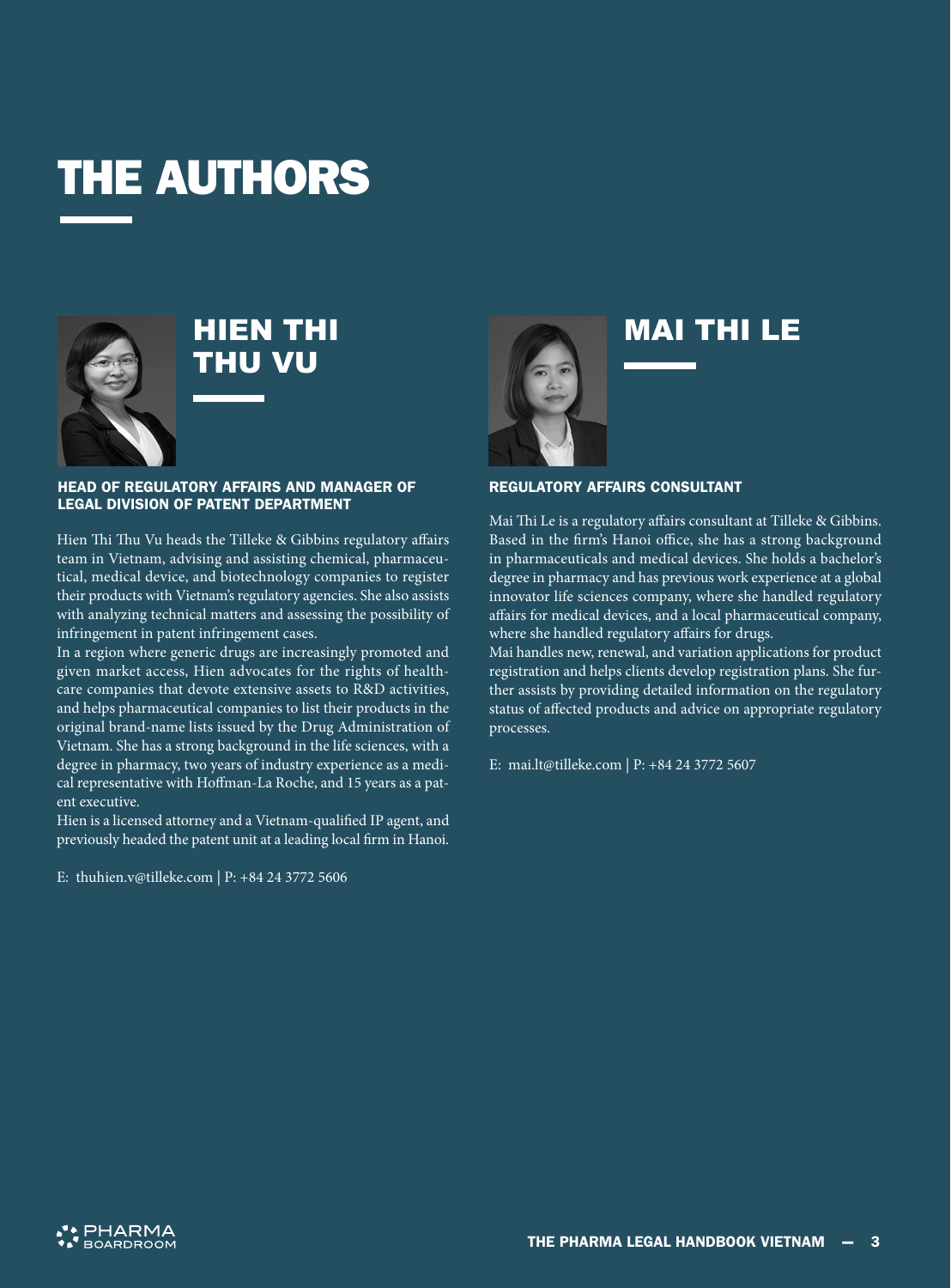# THE AUTHORS

## HIEN THI THU VU

**HEAD OF REGULATORY AFFAIRS AND MANAGER OF LEGAL DIVISION OF PATENT DEPARTMENT**

Hien Thi Thu Vu heads the Tilleke & Gibbins regulatory affairs team in Vietnam, advising and assisting chemical, pharmaceutical, medical device, and biotechnology companies to register their products with Vietnam's regulatory agencies. She also assists with analyzing technical matters and assessing the possibility of infringement in patent infringement cases.

In a region where generic drugs are increasingly promoted and given market access, Hien advocates for the rights of healthcare companies that devote extensive assets to R&D activities, and helps pharmaceutical companies to list their products in the original brand-name lists issued by the Drug Administration of Vietnam. She has a strong background in the life sciences, with a degree in pharmacy, two years of industry experience as a medical representative with Hoffman-La Roche, and 15 years as a patent executive.

Hien is a licensed attorney and a Vietnam-qualified IP agent, and previously headed the patent unit at a leading local firm in Hanoi.

E: thuhien.v@tilleke.com | P: +84 24 3772 5606

## MAI THI LE

**REGULATORY AFFAIRS CONSULTANT**

Mai Thi Le is a regulatory affairs consultant at Tilleke & Gibbins. Based in the firm's Hanoi office, she has a strong background in pharmaceuticals and medical devices. She holds a bachelor's degree in pharmacy and has previous work experience at a global innovator life sciences company, where she handled regulatory affairs for medical devices, and a local pharmaceutical company, where she handled regulatory affairs for drugs.

Mai handles new, renewal, and variation applications for product registration and helps clients develop registration plans. She further assists by providing detailed information on the regulatory status of affected products and advice on appropriate regulatory processes.

E: mai.lt@tilleke.com | P: +84 24 3772 5607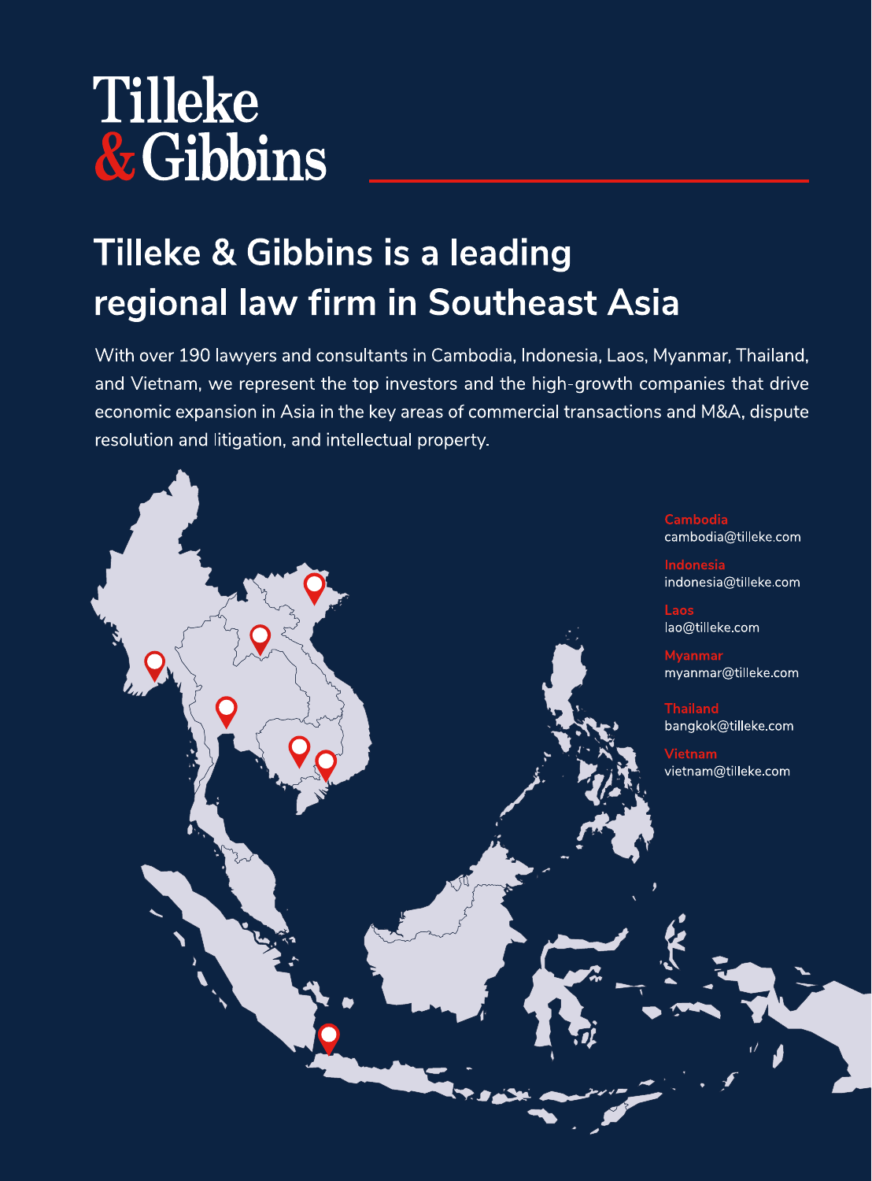# Tilleke & Gibbins

## Tilleke & Gibbins is a leading regional law firm in Southeast Asia

With over 190 lawyers and consultants in Cambodia, Indonesia, Laos, Myanmar, Thailand, and Vietnam, we represent the top investors and the high-growth companies that drive economic expansion in Asia in the key areas of commercial transactions and M&A, dispute resolution and litigation, and intellectual property.

**Cambodia**
cambodia@tilleke.com

**Indonesia**
indonesia@tilleke.com

**Laos**
lao@tilleke.com

**Myanmar**
myanmar@tilleke.com

**Thailand**
bangkok@tilleke.com

**Vietnam**
vietnam@tilleke.com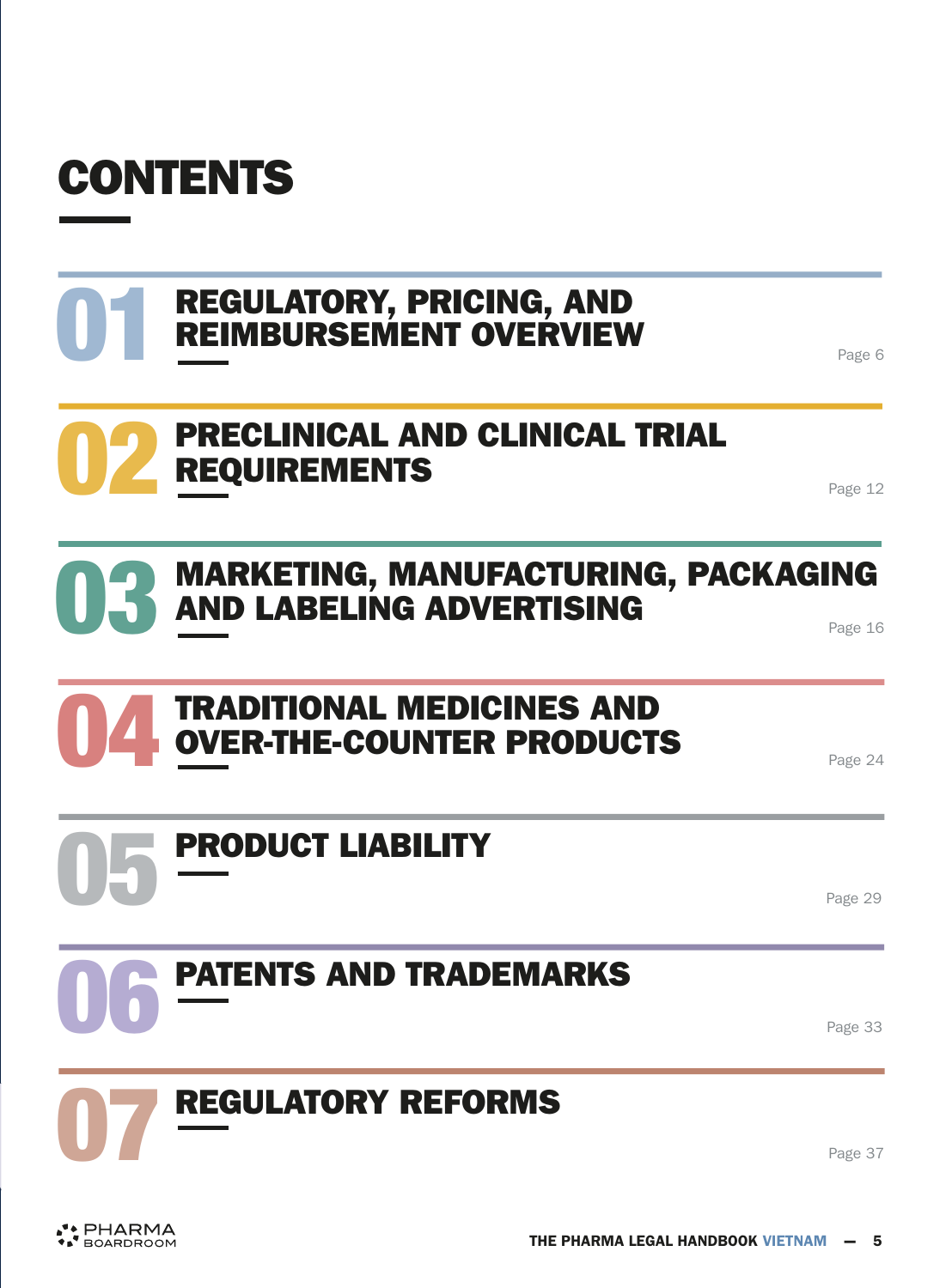# CONTENTS

## 01 REGULATORY, PRICING, AND REIMBURSEMENT OVERVIEW

Page 6

## 02 PRECLINICAL AND CLINICAL TRIAL REQUIREMENTS

Page 12

## 03 MARKETING, MANUFACTURING, PACKAGING AND LABELING ADVERTISING

Page 16

## 04 TRADITIONAL MEDICINES AND OVER-THE-COUNTER PRODUCTS

Page 24

## 05 PRODUCT LIABILITY

Page 29

## 06 PATENTS AND TRADEMARKS

Page 33

## 07 REGULATORY REFORMS

Page 37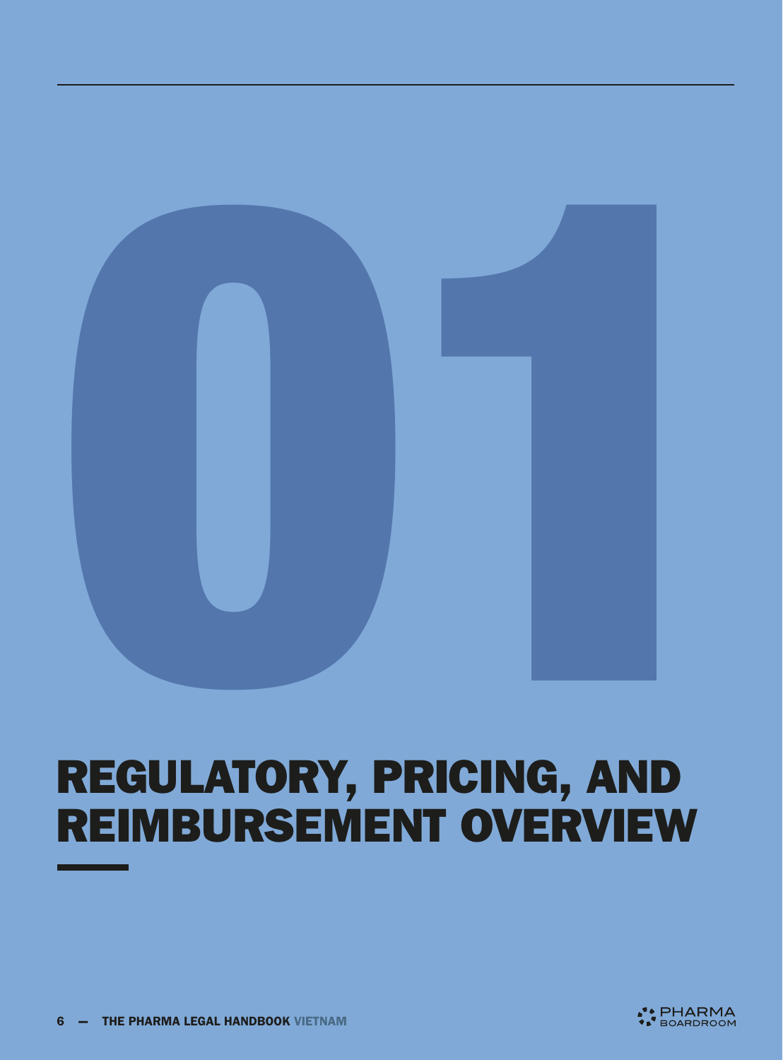# 01

# REGULATORY, PRICING, AND REIMBURSEMENT OVERVIEW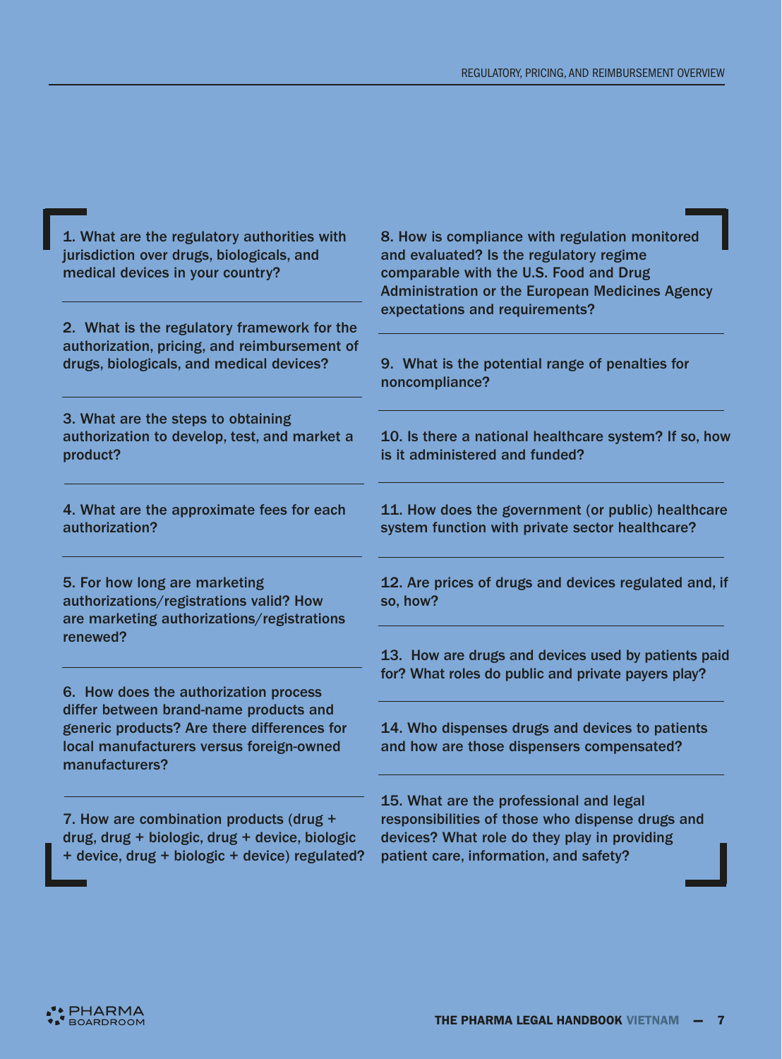1. What are the regulatory authorities with jurisdiction over drugs, biologicals, and medical devices in your country?

2. What is the regulatory framework for the authorization, pricing, and reimbursement of drugs, biologicals, and medical devices?

3. What are the steps to obtaining authorization to develop, test, and market a product?

4. What are the approximate fees for each authorization?

5. For how long are marketing authorizations/registrations valid? How are marketing authorizations/registrations renewed?

6. How does the authorization process differ between brand-name products and generic products? Are there differences for local manufacturers versus foreign-owned manufacturers?

7. How are combination products (drug + drug, drug + biologic, drug + device, biologic + device, drug + biologic + device) regulated?

8. How is compliance with regulation monitored and evaluated? Is the regulatory regime comparable with the U.S. Food and Drug Administration or the European Medicines Agency expectations and requirements?

9. What is the potential range of penalties for noncompliance?

10. Is there a national healthcare system? If so, how is it administered and funded?

11. How does the government (or public) healthcare system function with private sector healthcare?

12. Are prices of drugs and devices regulated and, if so, how?

13. How are drugs and devices used by patients paid for? What roles do public and private payers play?

14. Who dispenses drugs and devices to patients and how are those dispensers compensated?

15. What are the professional and legal responsibilities of those who dispense drugs and devices? What role do they play in providing patient care, information, and safety?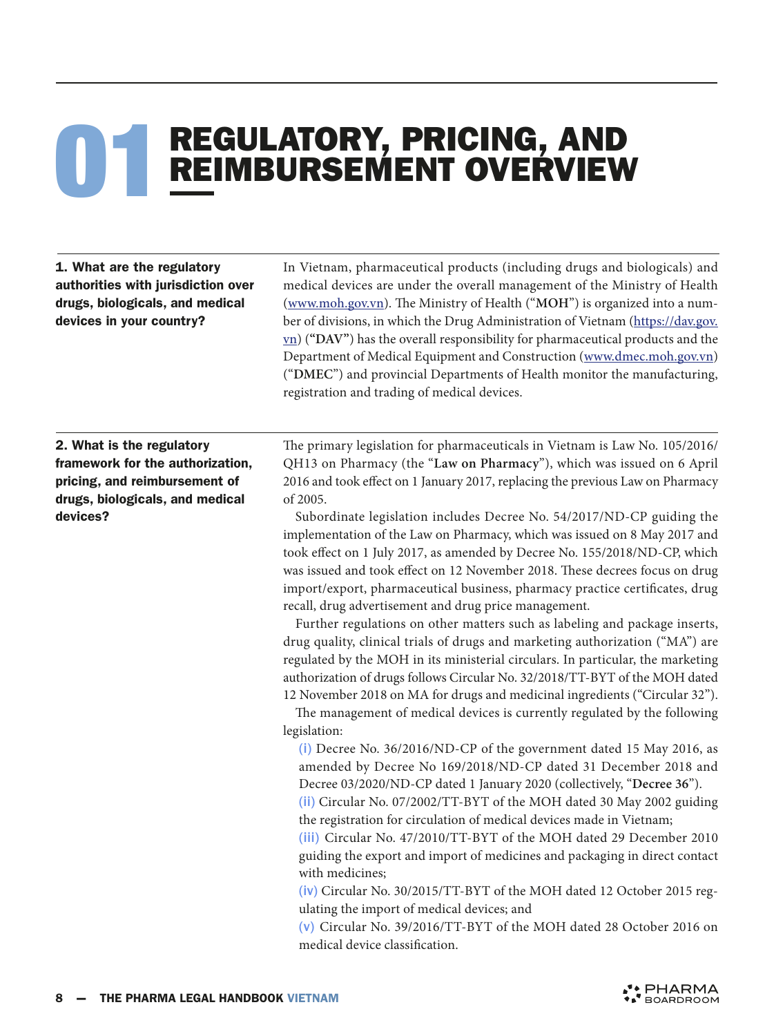# 01 REGULATORY, PRICING, AND REIMBURSEMENT OVERVIEW

**1. What are the regulatory authorities with jurisdiction over drugs, biologicals, and medical devices in your country?**

In Vietnam, pharmaceutical products (including drugs and biologicals) and medical devices are under the overall management of the Ministry of Health (www.moh.gov.vn). The Ministry of Health ("**MOH**") is organized into a number of divisions, in which the Drug Administration of Vietnam (https://dav.gov.vn) (**"DAV"**) has the overall responsibility for pharmaceutical products and the Department of Medical Equipment and Construction (www.dmec.moh.gov.vn) ("**DMEC**") and provincial Departments of Health monitor the manufacturing, registration and trading of medical devices.

**2. What is the regulatory framework for the authorization, pricing, and reimbursement of drugs, biologicals, and medical devices?**

The primary legislation for pharmaceuticals in Vietnam is Law No. 105/2016/QH13 on Pharmacy (the "**Law on Pharmacy**"), which was issued on 6 April 2016 and took effect on 1 January 2017, replacing the previous Law on Pharmacy of 2005.

Subordinate legislation includes Decree No. 54/2017/ND-CP guiding the implementation of the Law on Pharmacy, which was issued on 8 May 2017 and took effect on 1 July 2017, as amended by Decree No. 155/2018/ND-CP, which was issued and took effect on 12 November 2018. These decrees focus on drug import/export, pharmaceutical business, pharmacy practice certificates, drug recall, drug advertisement and drug price management.

Further regulations on other matters such as labeling and package inserts, drug quality, clinical trials of drugs and marketing authorization ("MA") are regulated by the MOH in its ministerial circulars. In particular, the marketing authorization of drugs follows Circular No. 32/2018/TT-BYT of the MOH dated 12 November 2018 on MA for drugs and medicinal ingredients ("Circular 32").

The management of medical devices is currently regulated by the following legislation:

(i) Decree No. 36/2016/ND-CP of the government dated 15 May 2016, as amended by Decree No 169/2018/ND-CP dated 31 December 2018 and Decree 03/2020/ND-CP dated 1 January 2020 (collectively, "**Decree 36**").

(ii) Circular No. 07/2002/TT-BYT of the MOH dated 30 May 2002 guiding the registration for circulation of medical devices made in Vietnam;

(iii) Circular No. 47/2010/TT-BYT of the MOH dated 29 December 2010 guiding the export and import of medicines and packaging in direct contact with medicines;

(iv) Circular No. 30/2015/TT-BYT of the MOH dated 12 October 2015 regulating the import of medical devices; and

(v) Circular No. 39/2016/TT-BYT of the MOH dated 28 October 2016 on medical device classification.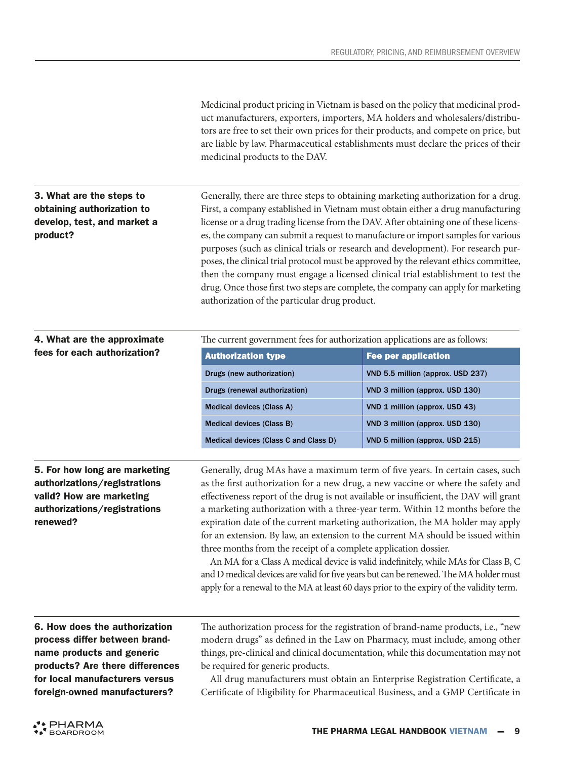Medicinal product pricing in Vietnam is based on the policy that medicinal product manufacturers, exporters, importers, MA holders and wholesalers/distributors are free to set their own prices for their products, and compete on price, but are liable by law. Pharmaceutical establishments must declare the prices of their medicinal products to the DAV.

### 3. What are the steps to obtaining authorization to develop, test, and market a product?

Generally, there are three steps to obtaining marketing authorization for a drug. First, a company established in Vietnam must obtain either a drug manufacturing license or a drug trading license from the DAV. After obtaining one of these licenses, the company can submit a request to manufacture or import samples for various purposes (such as clinical trials or research and development). For research purposes, the clinical trial protocol must be approved by the relevant ethics committee, then the company must engage a licensed clinical trial establishment to test the drug. Once those first two steps are complete, the company can apply for marketing authorization of the particular drug product.

### 4. What are the approximate fees for each authorization?

The current government fees for authorization applications are as follows:

| Authorization type | Fee per application |
|---|---|
| Drugs (new authorization) | VND 5.5 million (approx. USD 237) |
| Drugs (renewal authorization) | VND 3 million (approx. USD 130) |
| Medical devices (Class A) | VND 1 million (approx. USD 43) |
| Medical devices (Class B) | VND 3 million (approx. USD 130) |
| Medical devices (Class C and Class D) | VND 5 million (approx. USD 215) |

### 5. For how long are marketing authorizations/registrations valid? How are marketing authorizations/registrations renewed?

Generally, drug MAs have a maximum term of five years. In certain cases, such as the first authorization for a new drug, a new vaccine or where the safety and effectiveness report of the drug is not available or insufficient, the DAV will grant a marketing authorization with a three-year term. Within 12 months before the expiration date of the current marketing authorization, the MA holder may apply for an extension. By law, an extension to the current MA should be issued within three months from the receipt of a complete application dossier.

An MA for a Class A medical device is valid indefinitely, while MAs for Class B, C and D medical devices are valid for five years but can be renewed. The MA holder must apply for a renewal to the MA at least 60 days prior to the expiry of the validity term.

### 6. How does the authorization process differ between brand-name products and generic products? Are there differences for local manufacturers versus foreign-owned manufacturers?

The authorization process for the registration of brand-name products, i.e., "new modern drugs" as defined in the Law on Pharmacy, must include, among other things, pre-clinical and clinical documentation, while this documentation may not be required for generic products.

All drug manufacturers must obtain an Enterprise Registration Certificate, a Certificate of Eligibility for Pharmaceutical Business, and a GMP Certificate in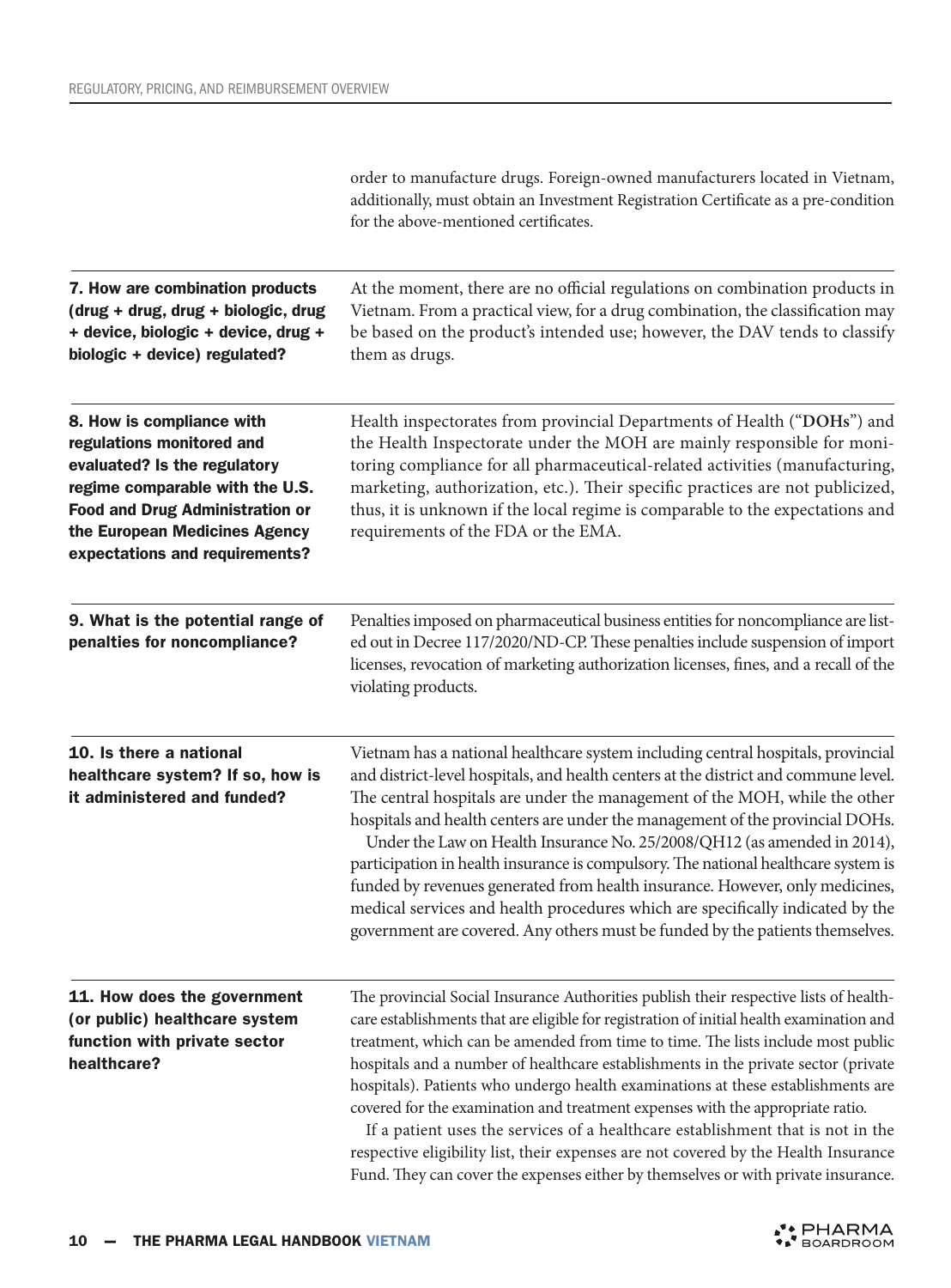order to manufacture drugs. Foreign-owned manufacturers located in Vietnam, additionally, must obtain an Investment Registration Certificate as a pre-condition for the above-mentioned certificates.

**7. How are combination products (drug + drug, drug + biologic, drug + device, biologic + device, drug + biologic + device) regulated?**

At the moment, there are no official regulations on combination products in Vietnam. From a practical view, for a drug combination, the classification may be based on the product's intended use; however, the DAV tends to classify them as drugs.

**8. How is compliance with regulations monitored and evaluated? Is the regulatory regime comparable with the U.S. Food and Drug Administration or the European Medicines Agency expectations and requirements?**

Health inspectorates from provincial Departments of Health ("**DOHs**") and the Health Inspectorate under the MOH are mainly responsible for monitoring compliance for all pharmaceutical-related activities (manufacturing, marketing, authorization, etc.). Their specific practices are not publicized, thus, it is unknown if the local regime is comparable to the expectations and requirements of the FDA or the EMA.

**9. What is the potential range of penalties for noncompliance?**

Penalties imposed on pharmaceutical business entities for noncompliance are listed out in Decree 117/2020/ND-CP. These penalties include suspension of import licenses, revocation of marketing authorization licenses, fines, and a recall of the violating products.

**10. Is there a national healthcare system? If so, how is it administered and funded?**

Vietnam has a national healthcare system including central hospitals, provincial and district-level hospitals, and health centers at the district and commune level. The central hospitals are under the management of the MOH, while the other hospitals and health centers are under the management of the provincial DOHs.

Under the Law on Health Insurance No. 25/2008/QH12 (as amended in 2014), participation in health insurance is compulsory. The national healthcare system is funded by revenues generated from health insurance. However, only medicines, medical services and health procedures which are specifically indicated by the government are covered. Any others must be funded by the patients themselves.

**11. How does the government (or public) healthcare system function with private sector healthcare?**

The provincial Social Insurance Authorities publish their respective lists of healthcare establishments that are eligible for registration of initial health examination and treatment, which can be amended from time to time. The lists include most public hospitals and a number of healthcare establishments in the private sector (private hospitals). Patients who undergo health examinations at these establishments are covered for the examination and treatment expenses with the appropriate ratio.

If a patient uses the services of a healthcare establishment that is not in the respective eligibility list, their expenses are not covered by the Health Insurance Fund. They can cover the expenses either by themselves or with private insurance.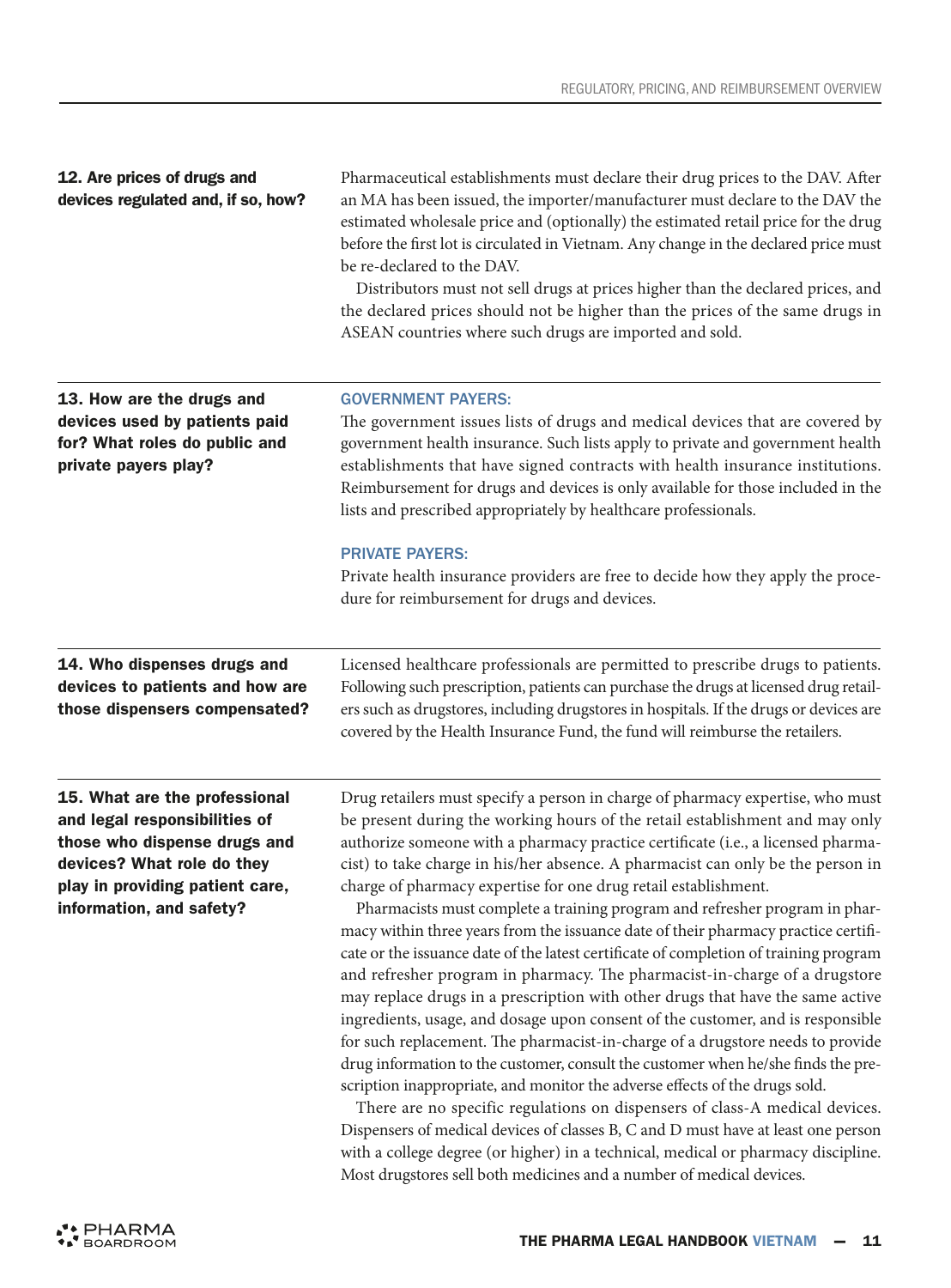## 12. Are prices of drugs and devices regulated and, if so, how?

Pharmaceutical establishments must declare their drug prices to the DAV. After an MA has been issued, the importer/manufacturer must declare to the DAV the estimated wholesale price and (optionally) the estimated retail price for the drug before the first lot is circulated in Vietnam. Any change in the declared price must be re-declared to the DAV.

Distributors must not sell drugs at prices higher than the declared prices, and the declared prices should not be higher than the prices of the same drugs in ASEAN countries where such drugs are imported and sold.

## 13. How are the drugs and devices used by patients paid for? What roles do public and private payers play?

**GOVERNMENT PAYERS:**

The government issues lists of drugs and medical devices that are covered by government health insurance. Such lists apply to private and government health establishments that have signed contracts with health insurance institutions. Reimbursement for drugs and devices is only available for those included in the lists and prescribed appropriately by healthcare professionals.

**PRIVATE PAYERS:**

Private health insurance providers are free to decide how they apply the procedure for reimbursement for drugs and devices.

## 14. Who dispenses drugs and devices to patients and how are those dispensers compensated?

Licensed healthcare professionals are permitted to prescribe drugs to patients. Following such prescription, patients can purchase the drugs at licensed drug retailers such as drugstores, including drugstores in hospitals. If the drugs or devices are covered by the Health Insurance Fund, the fund will reimburse the retailers.

## 15. What are the professional and legal responsibilities of those who dispense drugs and devices? What role do they play in providing patient care, information, and safety?

Drug retailers must specify a person in charge of pharmacy expertise, who must be present during the working hours of the retail establishment and may only authorize someone with a pharmacy practice certificate (i.e., a licensed pharmacist) to take charge in his/her absence. A pharmacist can only be the person in charge of pharmacy expertise for one drug retail establishment.

Pharmacists must complete a training program and refresher program in pharmacy within three years from the issuance date of their pharmacy practice certificate or the issuance date of the latest certificate of completion of training program and refresher program in pharmacy. The pharmacist-in-charge of a drugstore may replace drugs in a prescription with other drugs that have the same active ingredients, usage, and dosage upon consent of the customer, and is responsible for such replacement. The pharmacist-in-charge of a drugstore needs to provide drug information to the customer, consult the customer when he/she finds the prescription inappropriate, and monitor the adverse effects of the drugs sold.

There are no specific regulations on dispensers of class-A medical devices. Dispensers of medical devices of classes B, C and D must have at least one person with a college degree (or higher) in a technical, medical or pharmacy discipline. Most drugstores sell both medicines and a number of medical devices.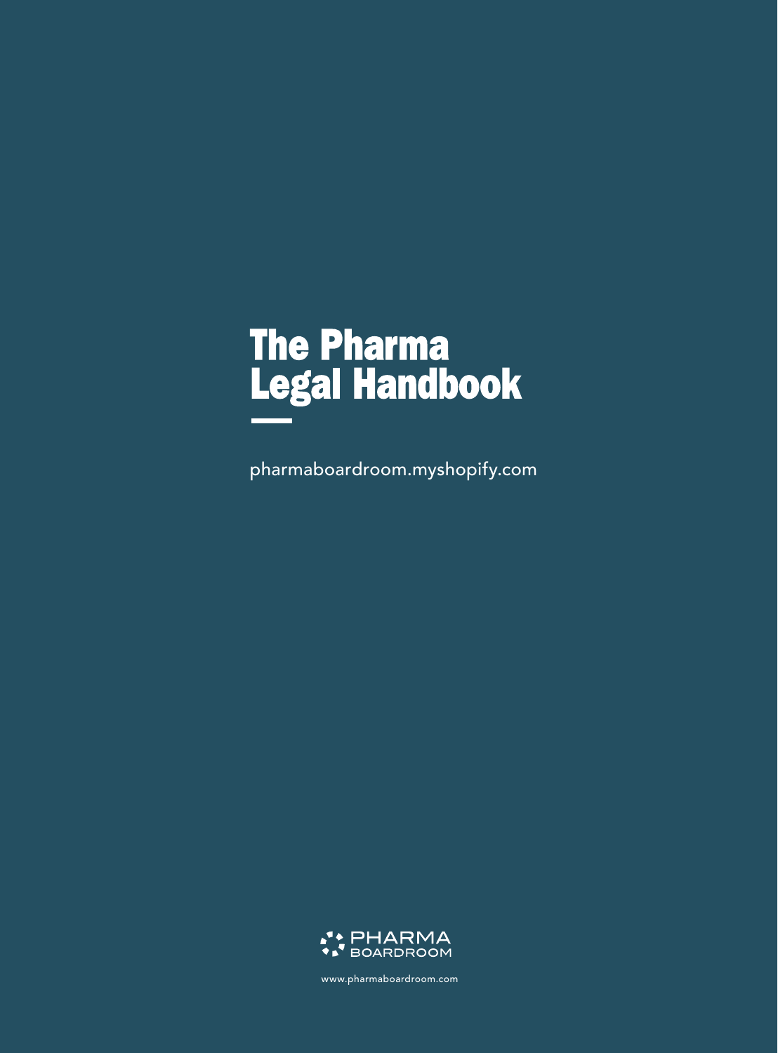# The Pharma Legal Handbook

pharmaboardroom.myshopify.com

PHARMA BOARDROOM

www.pharmaboardroom.com